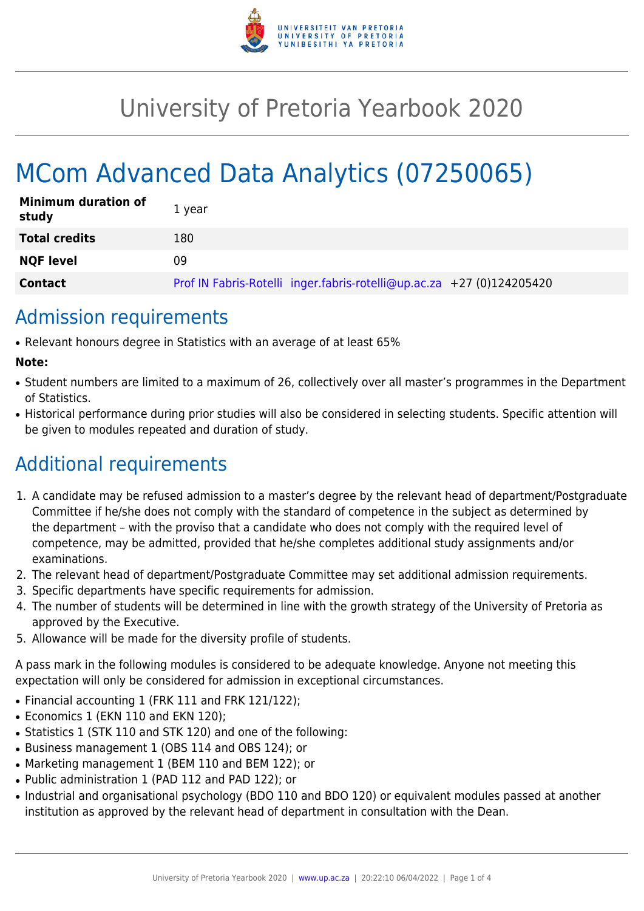# University of Pretoria Yearbook 2020

# MCom Advanced Data Analytics (07250065)

| | |
|---|---|
| **Minimum duration of study** | 1 year |
| **Total credits** | 180 |
| **NQF level** | 09 |
| **Contact** | Prof IN Fabris-Rotelli inger.fabris-rotelli@up.ac.za +27 (0)124205420 |

## Admission requirements

- Relevant honours degree in Statistics with an average of at least 65%

**Note:**

- Student numbers are limited to a maximum of 26, collectively over all master's programmes in the Department of Statistics.
- Historical performance during prior studies will also be considered in selecting students. Specific attention will be given to modules repeated and duration of study.

## Additional requirements

1. A candidate may be refused admission to a master's degree by the relevant head of department/Postgraduate Committee if he/she does not comply with the standard of competence in the subject as determined by the department – with the proviso that a candidate who does not comply with the required level of competence, may be admitted, provided that he/she completes additional study assignments and/or examinations.
2. The relevant head of department/Postgraduate Committee may set additional admission requirements.
3. Specific departments have specific requirements for admission.
4. The number of students will be determined in line with the growth strategy of the University of Pretoria as approved by the Executive.
5. Allowance will be made for the diversity profile of students.

A pass mark in the following modules is considered to be adequate knowledge. Anyone not meeting this expectation will only be considered for admission in exceptional circumstances.

- Financial accounting 1 (FRK 111 and FRK 121/122);
- Economics 1 (EKN 110 and EKN 120);
- Statistics 1 (STK 110 and STK 120) and one of the following:
- Business management 1 (OBS 114 and OBS 124); or
- Marketing management 1 (BEM 110 and BEM 122); or
- Public administration 1 (PAD 112 and PAD 122); or
- Industrial and organisational psychology (BDO 110 and BDO 120) or equivalent modules passed at another institution as approved by the relevant head of department in consultation with the Dean.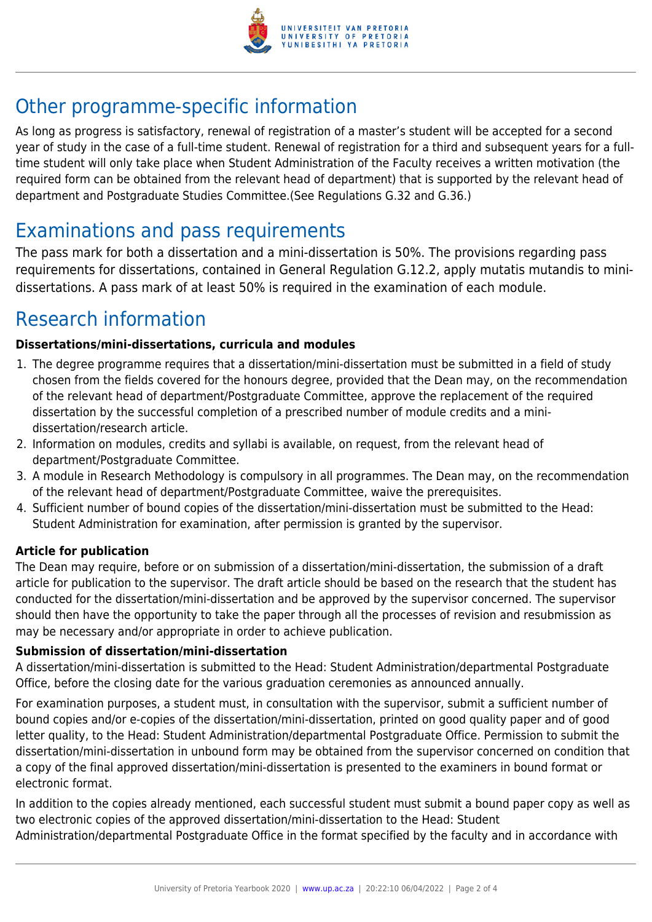## Other programme-specific information

As long as progress is satisfactory, renewal of registration of a master's student will be accepted for a second year of study in the case of a full-time student. Renewal of registration for a third and subsequent years for a full-time student will only take place when Student Administration of the Faculty receives a written motivation (the required form can be obtained from the relevant head of department) that is supported by the relevant head of department and Postgraduate Studies Committee.(See Regulations G.32 and G.36.)

## Examinations and pass requirements

The pass mark for both a dissertation and a mini-dissertation is 50%. The provisions regarding pass requirements for dissertations, contained in General Regulation G.12.2, apply mutatis mutandis to mini-dissertations. A pass mark of at least 50% is required in the examination of each module.

## Research information

**Dissertations/mini-dissertations, curricula and modules**

1. The degree programme requires that a dissertation/mini-dissertation must be submitted in a field of study chosen from the fields covered for the honours degree, provided that the Dean may, on the recommendation of the relevant head of department/Postgraduate Committee, approve the replacement of the required dissertation by the successful completion of a prescribed number of module credits and a mini-dissertation/research article.
2. Information on modules, credits and syllabi is available, on request, from the relevant head of department/Postgraduate Committee.
3. A module in Research Methodology is compulsory in all programmes. The Dean may, on the recommendation of the relevant head of department/Postgraduate Committee, waive the prerequisites.
4. Sufficient number of bound copies of the dissertation/mini-dissertation must be submitted to the Head: Student Administration for examination, after permission is granted by the supervisor.

**Article for publication**

The Dean may require, before or on submission of a dissertation/mini-dissertation, the submission of a draft article for publication to the supervisor. The draft article should be based on the research that the student has conducted for the dissertation/mini-dissertation and be approved by the supervisor concerned. The supervisor should then have the opportunity to take the paper through all the processes of revision and resubmission as may be necessary and/or appropriate in order to achieve publication.

**Submission of dissertation/mini-dissertation**

A dissertation/mini-dissertation is submitted to the Head: Student Administration/departmental Postgraduate Office, before the closing date for the various graduation ceremonies as announced annually.

For examination purposes, a student must, in consultation with the supervisor, submit a sufficient number of bound copies and/or e-copies of the dissertation/mini-dissertation, printed on good quality paper and of good letter quality, to the Head: Student Administration/departmental Postgraduate Office. Permission to submit the dissertation/mini-dissertation in unbound form may be obtained from the supervisor concerned on condition that a copy of the final approved dissertation/mini-dissertation is presented to the examiners in bound format or electronic format.

In addition to the copies already mentioned, each successful student must submit a bound paper copy as well as two electronic copies of the approved dissertation/mini-dissertation to the Head: Student Administration/departmental Postgraduate Office in the format specified by the faculty and in accordance with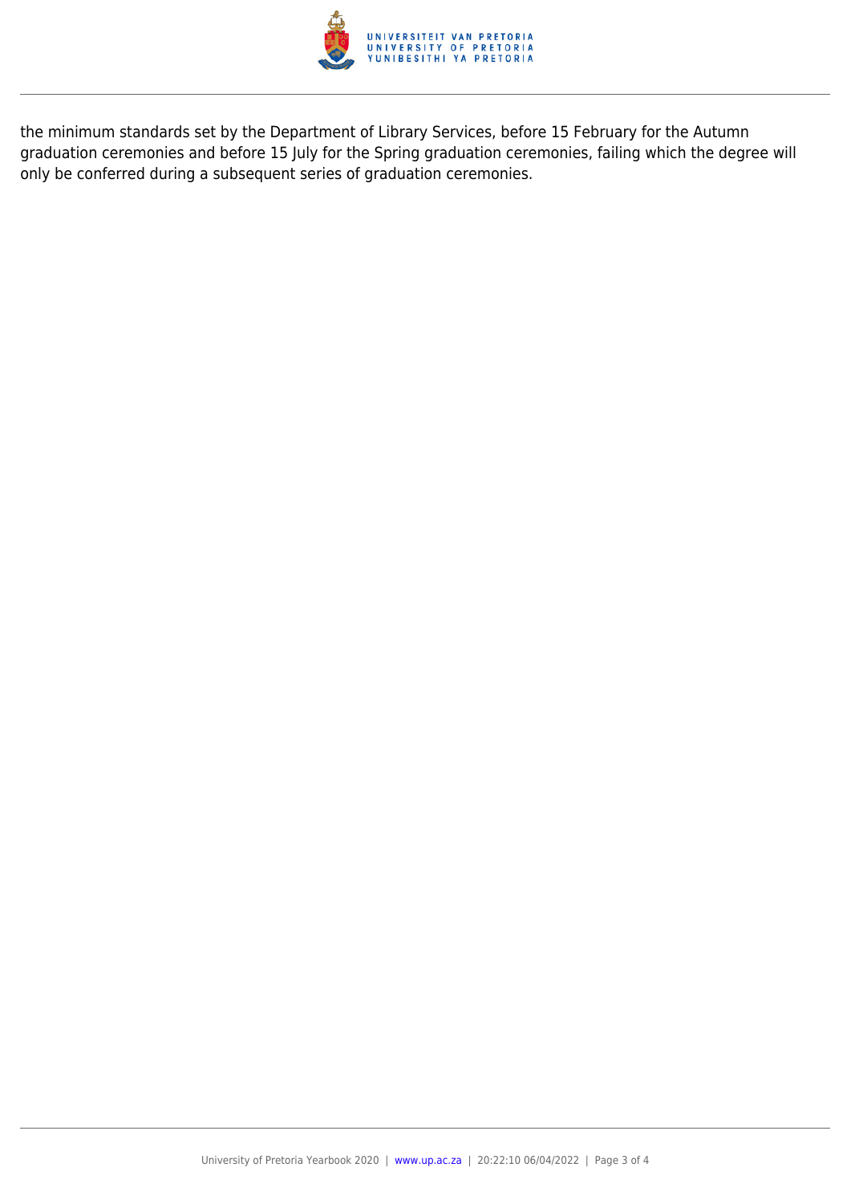the minimum standards set by the Department of Library Services, before 15 February for the Autumn graduation ceremonies and before 15 July for the Spring graduation ceremonies, failing which the degree will only be conferred during a subsequent series of graduation ceremonies.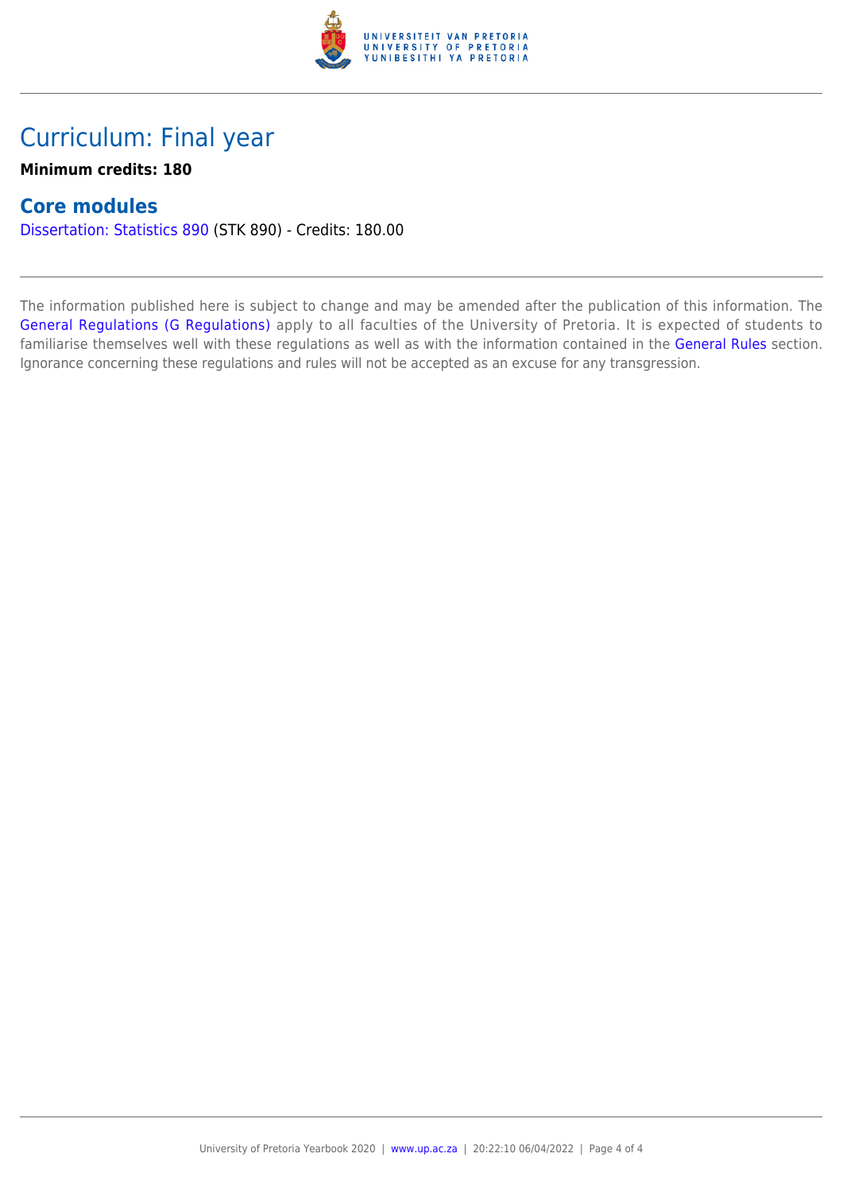## Curriculum: Final year

**Minimum credits: 180**

### Core modules

Dissertation: Statistics 890 (STK 890) - Credits: 180.00

The information published here is subject to change and may be amended after the publication of this information. The General Regulations (G Regulations) apply to all faculties of the University of Pretoria. It is expected of students to familiarise themselves well with these regulations as well as with the information contained in the General Rules section. Ignorance concerning these regulations and rules will not be accepted as an excuse for any transgression.